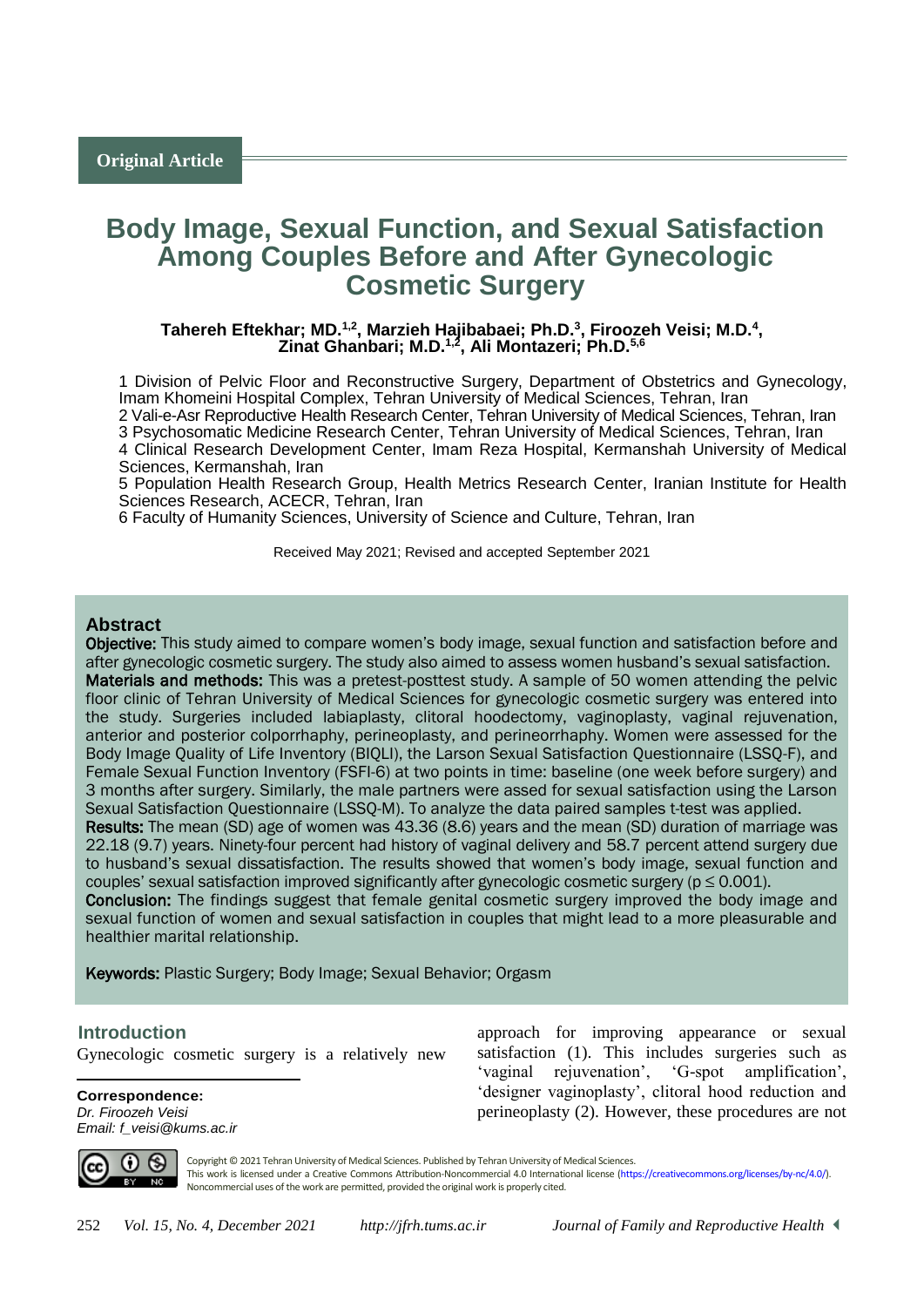Original Article

# Body Image, Sexual Function, and Sexual Satisfaction Among Couples Before and After Gynecologic Cosmetic Surgery

**Tahereh Eftekhar; MD.[1,2], Marzieh Hajibabaei; Ph.D.[3], Firoozeh Veisi; M.D.[4], Zinat Ghanbari; M.D.[1,2], Ali Montazeri; Ph.D.[5,6]**

1 Division of Pelvic Floor and Reconstructive Surgery, Department of Obstetrics and Gynecology, Imam Khomeini Hospital Complex, Tehran University of Medical Sciences, Tehran, Iran
2 Vali-e-Asr Reproductive Health Research Center, Tehran University of Medical Sciences, Tehran, Iran
3 Psychosomatic Medicine Research Center, Tehran University of Medical Sciences, Tehran, Iran
4 Clinical Research Development Center, Imam Reza Hospital, Kermanshah University of Medical Sciences, Kermanshah, Iran
5 Population Health Research Group, Health Metrics Research Center, Iranian Institute for Health Sciences Research, ACECR, Tehran, Iran
6 Faculty of Humanity Sciences, University of Science and Culture, Tehran, Iran

Received May 2021; Revised and accepted September 2021

## Abstract

**Objective:** This study aimed to compare women's body image, sexual function and satisfaction before and after gynecologic cosmetic surgery. The study also aimed to assess women husband's sexual satisfaction.

**Materials and methods:** This was a pretest-posttest study. A sample of 50 women attending the pelvic floor clinic of Tehran University of Medical Sciences for gynecologic cosmetic surgery was entered into the study. Surgeries included labiaplasty, clitoral hoodectomy, vaginoplasty, vaginal rejuvenation, anterior and posterior colporrhaphy, perineoplasty, and perineorrhaphy. Women were assessed for the Body Image Quality of Life Inventory (BIQLI), the Larson Sexual Satisfaction Questionnaire (LSSQ-F), and Female Sexual Function Inventory (FSFI-6) at two points in time: baseline (one week before surgery) and 3 months after surgery. Similarly, the male partners were assed for sexual satisfaction using the Larson Sexual Satisfaction Questionnaire (LSSQ-M). To analyze the data paired samples t-test was applied.

**Results:** The mean (SD) age of women was 43.36 (8.6) years and the mean (SD) duration of marriage was 22.18 (9.7) years. Ninety-four percent had history of vaginal delivery and 58.7 percent attend surgery due to husband's sexual dissatisfaction. The results showed that women's body image, sexual function and couples' sexual satisfaction improved significantly after gynecologic cosmetic surgery ($p \leq 0.001$).

**Conclusion:** The findings suggest that female genital cosmetic surgery improved the body image and sexual function of women and sexual satisfaction in couples that might lead to a more pleasurable and healthier marital relationship.

**Keywords:** Plastic Surgery; Body Image; Sexual Behavior; Orgasm

## Introduction

Gynecologic cosmetic surgery is a relatively new approach for improving appearance or sexual satisfaction (1). This includes surgeries such as 'vaginal rejuvenation', 'G-spot amplification', 'designer vaginoplasty', clitoral hood reduction and perineoplasty (2). However, these procedures are not

**Correspondence:**
*Dr. Firoozeh Veisi*
*Email: f_veisi@kums.ac.ir*

Copyright © 2021 Tehran University of Medical Sciences. Published by Tehran University of Medical Sciences.
This work is licensed under a Creative Commons Attribution-Noncommercial 4.0 International license (https://creativecommons.org/licenses/by-nc/4.0/). Noncommercial uses of the work are permitted, provided the original work is properly cited.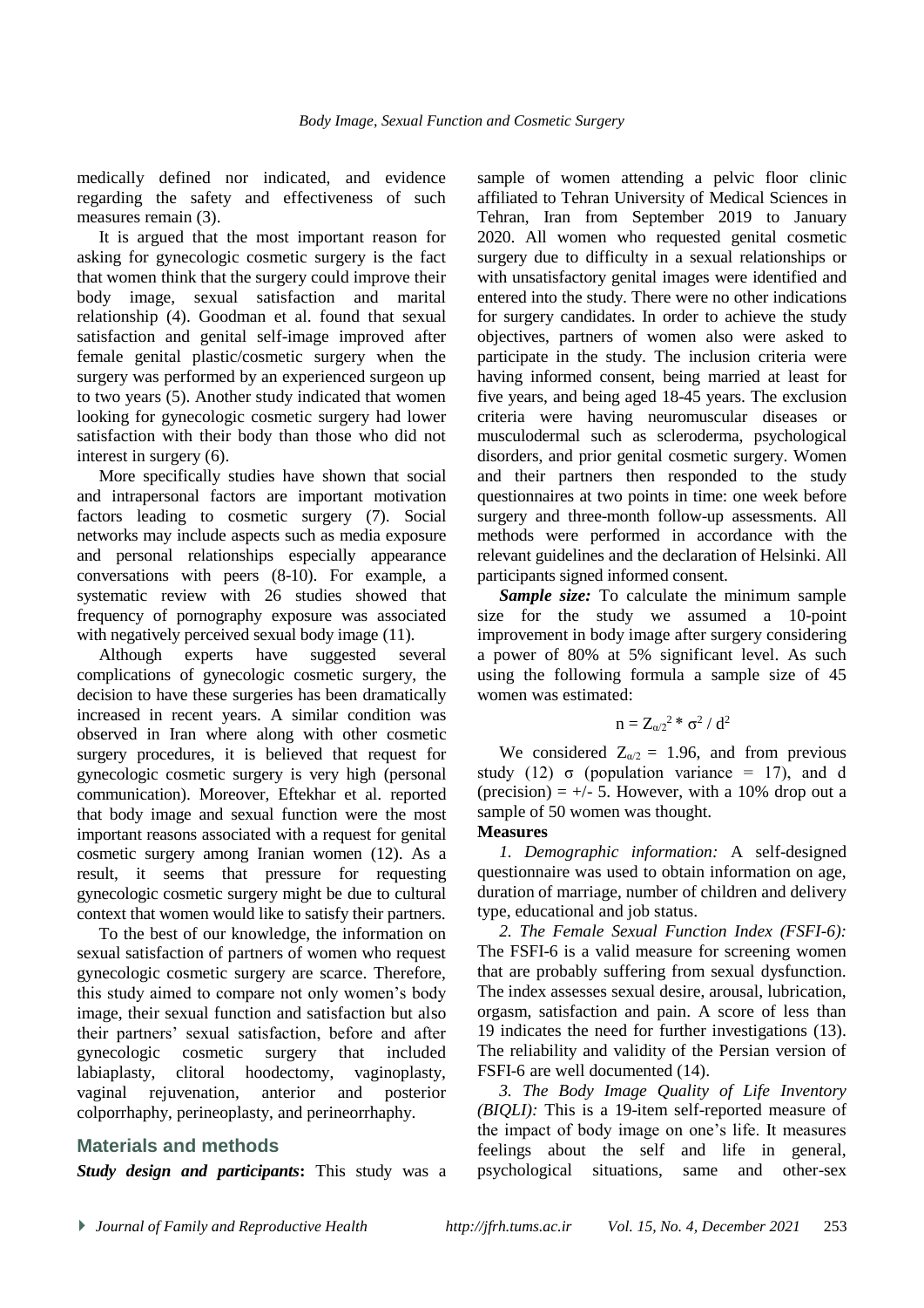medically defined nor indicated, and evidence regarding the safety and effectiveness of such measures remain (3).

It is argued that the most important reason for asking for gynecologic cosmetic surgery is the fact that women think that the surgery could improve their body image, sexual satisfaction and marital relationship (4). Goodman et al. found that sexual satisfaction and genital self-image improved after female genital plastic/cosmetic surgery when the surgery was performed by an experienced surgeon up to two years (5). Another study indicated that women looking for gynecologic cosmetic surgery had lower satisfaction with their body than those who did not interest in surgery (6).

More specifically studies have shown that social and intrapersonal factors are important motivation factors leading to cosmetic surgery (7). Social networks may include aspects such as media exposure and personal relationships especially appearance conversations with peers (8-10). For example, a systematic review with 26 studies showed that frequency of pornography exposure was associated with negatively perceived sexual body image (11).

Although experts have suggested several complications of gynecologic cosmetic surgery, the decision to have these surgeries has been dramatically increased in recent years. A similar condition was observed in Iran where along with other cosmetic surgery procedures, it is believed that request for gynecologic cosmetic surgery is very high (personal communication). Moreover, Eftekhar et al. reported that body image and sexual function were the most important reasons associated with a request for genital cosmetic surgery among Iranian women (12). As a result, it seems that pressure for requesting gynecologic cosmetic surgery might be due to cultural context that women would like to satisfy their partners.

To the best of our knowledge, the information on sexual satisfaction of partners of women who request gynecologic cosmetic surgery are scarce. Therefore, this study aimed to compare not only women's body image, their sexual function and satisfaction but also their partners' sexual satisfaction, before and after gynecologic cosmetic surgery that included labiaplasty, clitoral hoodectomy, vaginoplasty, vaginal rejuvenation, anterior and posterior colporrhaphy, perineoplasty, and perineorrhaphy.

## Materials and methods

***Study design and participants*:** This study was a sample of women attending a pelvic floor clinic affiliated to Tehran University of Medical Sciences in Tehran, Iran from September 2019 to January 2020. All women who requested genital cosmetic surgery due to difficulty in a sexual relationships or with unsatisfactory genital images were identified and entered into the study. There were no other indications for surgery candidates. In order to achieve the study objectives, partners of women also were asked to participate in the study. The inclusion criteria were having informed consent, being married at least for five years, and being aged 18-45 years. The exclusion criteria were having neuromuscular diseases or musculodermal such as scleroderma, psychological disorders, and prior genital cosmetic surgery. Women and their partners then responded to the study questionnaires at two points in time: one week before surgery and three-month follow-up assessments. All methods were performed in accordance with the relevant guidelines and the declaration of Helsinki. All participants signed informed consent.

***Sample size:*** To calculate the minimum sample size for the study we assumed a 10-point improvement in body image after surgery considering a power of 80% at 5% significant level. As such using the following formula a sample size of 45 women was estimated:

$$n = Z_{\alpha/2}^2 * \sigma^2 / d^2$$

We considered $Z_{\alpha/2} = 1.96$, and from previous study (12) $\sigma$ (population variance = 17), and d (precision) = +/- 5. However, with a 10% drop out a sample of 50 women was thought.

**Measures**

*1. Demographic information:* A self-designed questionnaire was used to obtain information on age, duration of marriage, number of children and delivery type, educational and job status.

*2. The Female Sexual Function Index (FSFI-6):* The FSFI-6 is a valid measure for screening women that are probably suffering from sexual dysfunction. The index assesses sexual desire, arousal, lubrication, orgasm, satisfaction and pain. A score of less than 19 indicates the need for further investigations (13). The reliability and validity of the Persian version of FSFI-6 are well documented (14).

*3. The Body Image Quality of Life Inventory (BIQLI):* This is a 19-item self-reported measure of the impact of body image on one's life. It measures feelings about the self and life in general, psychological situations, same and other-sex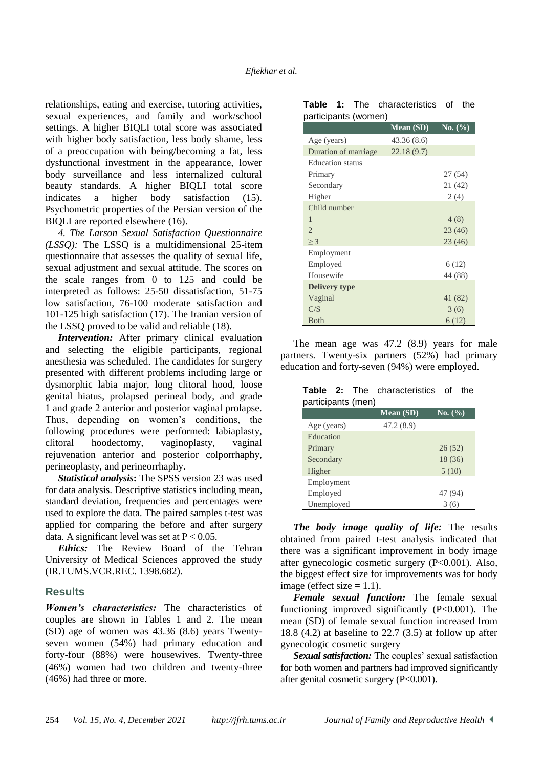relationships, eating and exercise, tutoring activities, sexual experiences, and family and work/school settings. A higher BIQLI total score was associated with higher body satisfaction, less body shame, less of a preoccupation with being/becoming a fat, less dysfunctional investment in the appearance, lower body surveillance and less internalized cultural beauty standards. A higher BIQLI total score indicates a higher body satisfaction (15). Psychometric properties of the Persian version of the BIQLI are reported elsewhere (16).

*4. The Larson Sexual Satisfaction Questionnaire (LSSQ):* The LSSQ is a multidimensional 25-item questionnaire that assesses the quality of sexual life, sexual adjustment and sexual attitude. The scores on the scale ranges from 0 to 125 and could be interpreted as follows: 25-50 dissatisfaction, 51-75 low satisfaction, 76-100 moderate satisfaction and 101-125 high satisfaction (17). The Iranian version of the LSSQ proved to be valid and reliable (18).

***Intervention:*** After primary clinical evaluation and selecting the eligible participants, regional anesthesia was scheduled. The candidates for surgery presented with different problems including large or dysmorphic labia major, long clitoral hood, loose genital hiatus, prolapsed perineal body, and grade 1 and grade 2 anterior and posterior vaginal prolapse. Thus, depending on women's conditions, the following procedures were performed: labiaplasty, clitoral hoodectomy, vaginoplasty, vaginal rejuvenation anterior and posterior colporrhaphy, perineoplasty, and perineorrhaphy.

***Statistical analysis*:** The SPSS version 23 was used for data analysis. Descriptive statistics including mean, standard deviation, frequencies and percentages were used to explore the data. The paired samples t-test was applied for comparing the before and after surgery data. A significant level was set at $P < 0.05$.

***Ethics:*** The Review Board of the Tehran University of Medical Sciences approved the study (IR.TUMS.VCR.REC. 1398.682).

## Results

***Women's characteristics:*** The characteristics of couples are shown in Tables 1 and 2. The mean (SD) age of women was 43.36 (8.6) years Twenty-seven women (54%) had primary education and forty-four (88%) were housewives. Twenty-three (46%) women had two children and twenty-three (46%) had three or more.

**Table 1:** The characteristics of the participants (women)

| | Mean (SD) | No. (%) |
|---|---|---|
| Age (years) | 43.36 (8.6) | |
| Duration of marriage | 22.18 (9.7) | |
| Education status | | |
| Primary | | 27 (54) |
| Secondary | | 21 (42) |
| Higher | | 2 (4) |
| Child number | | |
| 1 | | 4 (8) |
| 2 | | 23 (46) |
| ≥ 3 | | 23 (46) |
| Employment | | |
| Employed | | 6 (12) |
| Housewife | | 44 (88) |
| **Delivery type** | | |
| Vaginal | | 41 (82) |
| C/S | | 3 (6) |
| Both | | 6 (12) |

The mean age was 47.2 (8.9) years for male partners. Twenty-six partners (52%) had primary education and forty-seven (94%) were employed.

**Table 2:** The characteristics of the participants (men)

| | Mean (SD) | No. (%) |
|---|---|---|
| Age (years) | 47.2 (8.9) | |
| Education | | |
| Primary | | 26 (52) |
| Secondary | | 18 (36) |
| Higher | | 5 (10) |
| Employment | | |
| Employed | | 47 (94) |
| Unemployed | | 3 (6) |

***The body image quality of life:*** The results obtained from paired t-test analysis indicated that there was a significant improvement in body image after gynecologic cosmetic surgery ($P<0.001$). Also, the biggest effect size for improvements was for body image (effect size = 1.1).

***Female sexual function:*** The female sexual functioning improved significantly ($P<0.001$). The mean (SD) of female sexual function increased from 18.8 (4.2) at baseline to 22.7 (3.5) at follow up after gynecologic cosmetic surgery

***Sexual satisfaction:*** The couples' sexual satisfaction for both women and partners had improved significantly after genital cosmetic surgery ($P<0.001$).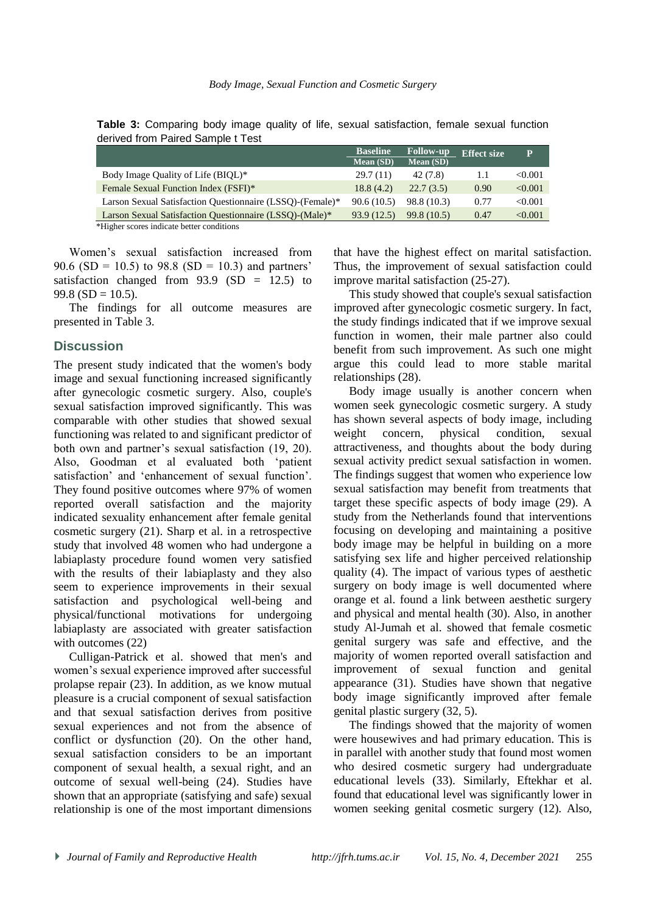**Table 3:** Comparing body image quality of life, sexual satisfaction, female sexual function derived from Paired Sample t Test

| | Baseline | Follow-up | Effect size | P |
|---|---|---|---|---|
| | Mean (SD) | Mean (SD) | | |
| Body Image Quality of Life (BIQL)* | 29.7 (11) | 42 (7.8) | 1.1 | <0.001 |
| Female Sexual Function Index (FSFI)* | 18.8 (4.2) | 22.7 (3.5) | 0.90 | <0.001 |
| Larson Sexual Satisfaction Questionnaire (LSSQ)-(Female)* | 90.6 (10.5) | 98.8 (10.3) | 0.77 | <0.001 |
| Larson Sexual Satisfaction Questionnaire (LSSQ)-(Male)* | 93.9 (12.5) | 99.8 (10.5) | 0.47 | <0.001 |

*Higher scores indicate better conditions

Women's sexual satisfaction increased from 90.6 (SD = 10.5) to 98.8 (SD = 10.3) and partners' satisfaction changed from 93.9 (SD = 12.5) to 99.8 (SD = 10.5).

The findings for all outcome measures are presented in Table 3.

## Discussion

The present study indicated that the women's body image and sexual functioning increased significantly after gynecologic cosmetic surgery. Also, couple's sexual satisfaction improved significantly. This was comparable with other studies that showed sexual functioning was related to and significant predictor of both own and partner's sexual satisfaction (19, 20). Also, Goodman et al evaluated both 'patient satisfaction' and 'enhancement of sexual function'. They found positive outcomes where 97% of women reported overall satisfaction and the majority indicated sexuality enhancement after female genital cosmetic surgery (21). Sharp et al. in a retrospective study that involved 48 women who had undergone a labiaplasty procedure found women very satisfied with the results of their labiaplasty and they also seem to experience improvements in their sexual satisfaction and psychological well-being and physical/functional motivations for undergoing labiaplasty are associated with greater satisfaction with outcomes (22)

Culligan-Patrick et al. showed that men's and women's sexual experience improved after successful prolapse repair (23). In addition, as we know mutual pleasure is a crucial component of sexual satisfaction and that sexual satisfaction derives from positive sexual experiences and not from the absence of conflict or dysfunction (20). On the other hand, sexual satisfaction considers to be an important component of sexual health, a sexual right, and an outcome of sexual well-being (24). Studies have shown that an appropriate (satisfying and safe) sexual relationship is one of the most important dimensions that have the highest effect on marital satisfaction. Thus, the improvement of sexual satisfaction could improve marital satisfaction (25-27).

This study showed that couple's sexual satisfaction improved after gynecologic cosmetic surgery. In fact, the study findings indicated that if we improve sexual function in women, their male partner also could benefit from such improvement. As such one might argue this could lead to more stable marital relationships (28).

Body image usually is another concern when women seek gynecologic cosmetic surgery. A study has shown several aspects of body image, including weight concern, physical condition, sexual attractiveness, and thoughts about the body during sexual activity predict sexual satisfaction in women. The findings suggest that women who experience low sexual satisfaction may benefit from treatments that target these specific aspects of body image (29). A study from the Netherlands found that interventions focusing on developing and maintaining a positive body image may be helpful in building on a more satisfying sex life and higher perceived relationship quality (4). The impact of various types of aesthetic surgery on body image is well documented where orange et al. found a link between aesthetic surgery and physical and mental health (30). Also, in another study Al-Jumah et al. showed that female cosmetic genital surgery was safe and effective, and the majority of women reported overall satisfaction and improvement of sexual function and genital appearance (31). Studies have shown that negative body image significantly improved after female genital plastic surgery (32, 5).

The findings showed that the majority of women were housewives and had primary education. This is in parallel with another study that found most women who desired cosmetic surgery had undergraduate educational levels (33). Similarly, Eftekhar et al. found that educational level was significantly lower in women seeking genital cosmetic surgery (12). Also,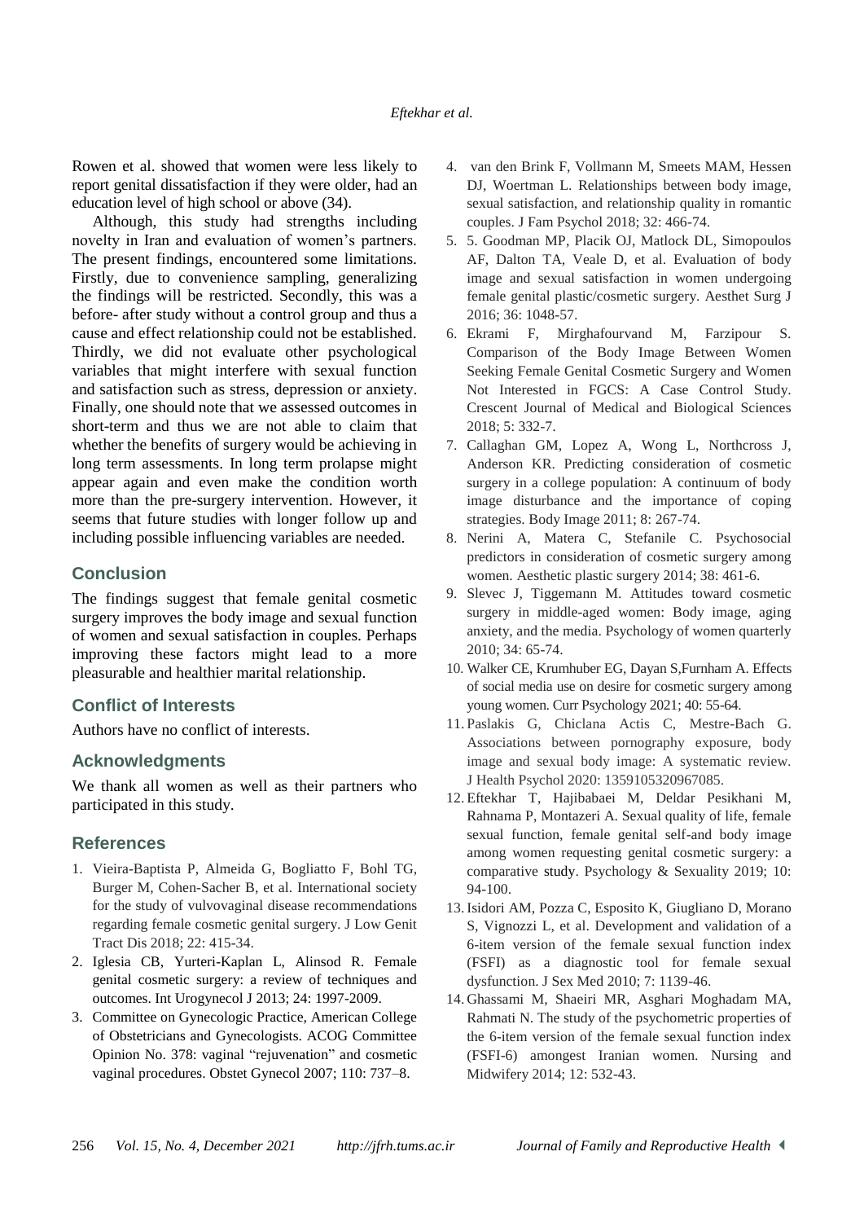Rowen et al. showed that women were less likely to report genital dissatisfaction if they were older, had an education level of high school or above (34).

Although, this study had strengths including novelty in Iran and evaluation of women's partners. The present findings, encountered some limitations. Firstly, due to convenience sampling, generalizing the findings will be restricted. Secondly, this was a before- after study without a control group and thus a cause and effect relationship could not be established. Thirdly, we did not evaluate other psychological variables that might interfere with sexual function and satisfaction such as stress, depression or anxiety. Finally, one should note that we assessed outcomes in short-term and thus we are not able to claim that whether the benefits of surgery would be achieving in long term assessments. In long term prolapse might appear again and even make the condition worth more than the pre-surgery intervention. However, it seems that future studies with longer follow up and including possible influencing variables are needed.

## Conclusion

The findings suggest that female genital cosmetic surgery improves the body image and sexual function of women and sexual satisfaction in couples. Perhaps improving these factors might lead to a more pleasurable and healthier marital relationship.

## Conflict of Interests

Authors have no conflict of interests.

## Acknowledgments

We thank all women as well as their partners who participated in this study.

## References

1. Vieira-Baptista P, Almeida G, Bogliatto F, Bohl TG, Burger M, Cohen-Sacher B, et al. International society for the study of vulvovaginal disease recommendations regarding female cosmetic genital surgery. J Low Genit Tract Dis 2018; 22: 415-34.
2. Iglesia CB, Yurteri-Kaplan L, Alinsod R. Female genital cosmetic surgery: a review of techniques and outcomes. Int Urogynecol J 2013; 24: 1997-2009.
3. Committee on Gynecologic Practice, American College of Obstetricians and Gynecologists. ACOG Committee Opinion No. 378: vaginal "rejuvenation" and cosmetic vaginal procedures. Obstet Gynecol 2007; 110: 737–8.
4. van den Brink F, Vollmann M, Smeets MAM, Hessen DJ, Woertman L. Relationships between body image, sexual satisfaction, and relationship quality in romantic couples. J Fam Psychol 2018; 32: 466-74.
5. 5. Goodman MP, Placik OJ, Matlock DL, Simopoulos AF, Dalton TA, Veale D, et al. Evaluation of body image and sexual satisfaction in women undergoing female genital plastic/cosmetic surgery. Aesthet Surg J 2016; 36: 1048-57.
6. Ekrami F, Mirghafourvand M, Farzipour S. Comparison of the Body Image Between Women Seeking Female Genital Cosmetic Surgery and Women Not Interested in FGCS: A Case Control Study. Crescent Journal of Medical and Biological Sciences 2018; 5: 332-7.
7. Callaghan GM, Lopez A, Wong L, Northcross J, Anderson KR. Predicting consideration of cosmetic surgery in a college population: A continuum of body image disturbance and the importance of coping strategies. Body Image 2011; 8: 267-74.
8. Nerini A, Matera C, Stefanile C. Psychosocial predictors in consideration of cosmetic surgery among women. Aesthetic plastic surgery 2014; 38: 461-6.
9. Slevec J, Tiggemann M. Attitudes toward cosmetic surgery in middle-aged women: Body image, aging anxiety, and the media. Psychology of women quarterly 2010; 34: 65-74.
10. Walker CE, Krumhuber EG, Dayan S,Furnham A. Effects of social media use on desire for cosmetic surgery among young women. Curr Psychology 2021; 40: 55-64.
11. Paslakis G, Chiclana Actis C, Mestre-Bach G. Associations between pornography exposure, body image and sexual body image: A systematic review. J Health Psychol 2020: 1359105320967085.
12. Eftekhar T, Hajibabaei M, Deldar Pesikhani M, Rahnama P, Montazeri A. Sexual quality of life, female sexual function, female genital self-and body image among women requesting genital cosmetic surgery: a comparative study. Psychology & Sexuality 2019; 10: 94-100.
13. Isidori AM, Pozza C, Esposito K, Giugliano D, Morano S, Vignozzi L, et al. Development and validation of a 6-item version of the female sexual function index (FSFI) as a diagnostic tool for female sexual dysfunction. J Sex Med 2010; 7: 1139-46.
14. Ghassami M, Shaeiri MR, Asghari Moghadam MA, Rahmati N. The study of the psychometric properties of the 6-item version of the female sexual function index (FSFI-6) amongest Iranian women. Nursing and Midwifery 2014; 12: 532-43.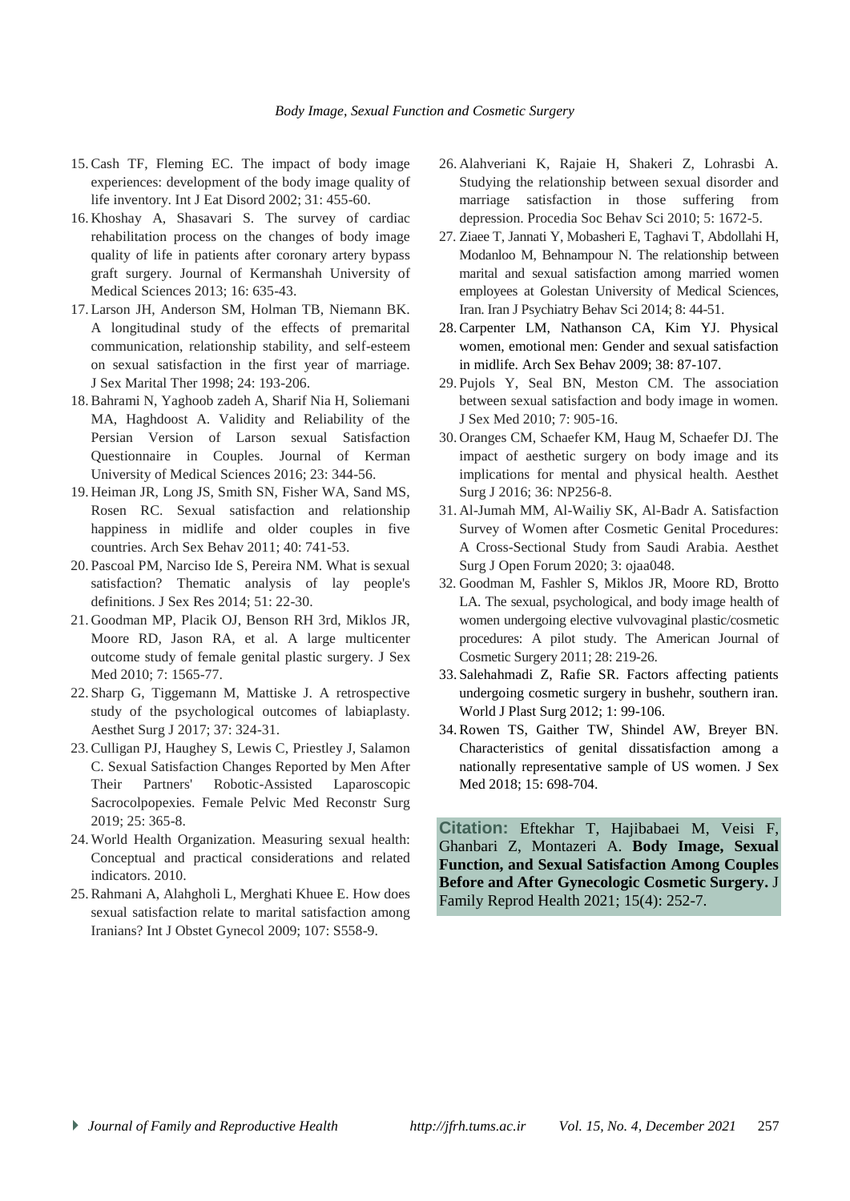15. Cash TF, Fleming EC. The impact of body image experiences: development of the body image quality of life inventory. Int J Eat Disord 2002; 31: 455-60.
16. Khoshay A, Shasavari S. The survey of cardiac rehabilitation process on the changes of body image quality of life in patients after coronary artery bypass graft surgery. Journal of Kermanshah University of Medical Sciences 2013; 16: 635-43.
17. Larson JH, Anderson SM, Holman TB, Niemann BK. A longitudinal study of the effects of premarital communication, relationship stability, and self-esteem on sexual satisfaction in the first year of marriage. J Sex Marital Ther 1998; 24: 193-206.
18. Bahrami N, Yaghoob zadeh A, Sharif Nia H, Soliemani MA, Haghdoost A. Validity and Reliability of the Persian Version of Larson sexual Satisfaction Questionnaire in Couples. Journal of Kerman University of Medical Sciences 2016; 23: 344-56.
19. Heiman JR, Long JS, Smith SN, Fisher WA, Sand MS, Rosen RC. Sexual satisfaction and relationship happiness in midlife and older couples in five countries. Arch Sex Behav 2011; 40: 741-53.
20. Pascoal PM, Narciso Ide S, Pereira NM. What is sexual satisfaction? Thematic analysis of lay people's definitions. J Sex Res 2014; 51: 22-30.
21. Goodman MP, Placik OJ, Benson RH 3rd, Miklos JR, Moore RD, Jason RA, et al. A large multicenter outcome study of female genital plastic surgery. J Sex Med 2010; 7: 1565-77.
22. Sharp G, Tiggemann M, Mattiske J. A retrospective study of the psychological outcomes of labiaplasty. Aesthet Surg J 2017; 37: 324-31.
23. Culligan PJ, Haughey S, Lewis C, Priestley J, Salamon C. Sexual Satisfaction Changes Reported by Men After Their Partners' Robotic-Assisted Laparoscopic Sacrocolpopexies. Female Pelvic Med Reconstr Surg 2019; 25: 365-8.
24. World Health Organization. Measuring sexual health: Conceptual and practical considerations and related indicators. 2010.
25. Rahmani A, Alahgholi L, Merghati Khuee E. How does sexual satisfaction relate to marital satisfaction among Iranians? Int J Obstet Gynecol 2009; 107: S558-9.
26. Alahveriani K, Rajaie H, Shakeri Z, Lohrasbi A. Studying the relationship between sexual disorder and marriage satisfaction in those suffering from depression. Procedia Soc Behav Sci 2010; 5: 1672-5.
27. Ziaee T, Jannati Y, Mobasheri E, Taghavi T, Abdollahi H, Modanloo M, Behnampour N. The relationship between marital and sexual satisfaction among married women employees at Golestan University of Medical Sciences, Iran. Iran J Psychiatry Behav Sci 2014; 8: 44-51.
28. Carpenter LM, Nathanson CA, Kim YJ. Physical women, emotional men: Gender and sexual satisfaction in midlife. Arch Sex Behav 2009; 38: 87-107.
29. Pujols Y, Seal BN, Meston CM. The association between sexual satisfaction and body image in women. J Sex Med 2010; 7: 905-16.
30. Oranges CM, Schaefer KM, Haug M, Schaefer DJ. The impact of aesthetic surgery on body image and its implications for mental and physical health. Aesthet Surg J 2016; 36: NP256-8.
31. Al-Jumah MM, Al-Wailiy SK, Al-Badr A. Satisfaction Survey of Women after Cosmetic Genital Procedures: A Cross-Sectional Study from Saudi Arabia. Aesthet Surg J Open Forum 2020; 3: ojaa048.
32. Goodman M, Fashler S, Miklos JR, Moore RD, Brotto LA. The sexual, psychological, and body image health of women undergoing elective vulvovaginal plastic/cosmetic procedures: A pilot study. The American Journal of Cosmetic Surgery 2011; 28: 219-26.
33. Salehahmadi Z, Rafie SR. Factors affecting patients undergoing cosmetic surgery in bushehr, southern iran. World J Plast Surg 2012; 1: 99-106.
34. Rowen TS, Gaither TW, Shindel AW, Breyer BN. Characteristics of genital dissatisfaction among a nationally representative sample of US women. J Sex Med 2018; 15: 698-704.

**Citation:** Eftekhar T, Hajibabaei M, Veisi F, Ghanbari Z, Montazeri A. **Body Image, Sexual Function, and Sexual Satisfaction Among Couples Before and After Gynecologic Cosmetic Surgery.** J Family Reprod Health 2021; 15(4): 252-7.